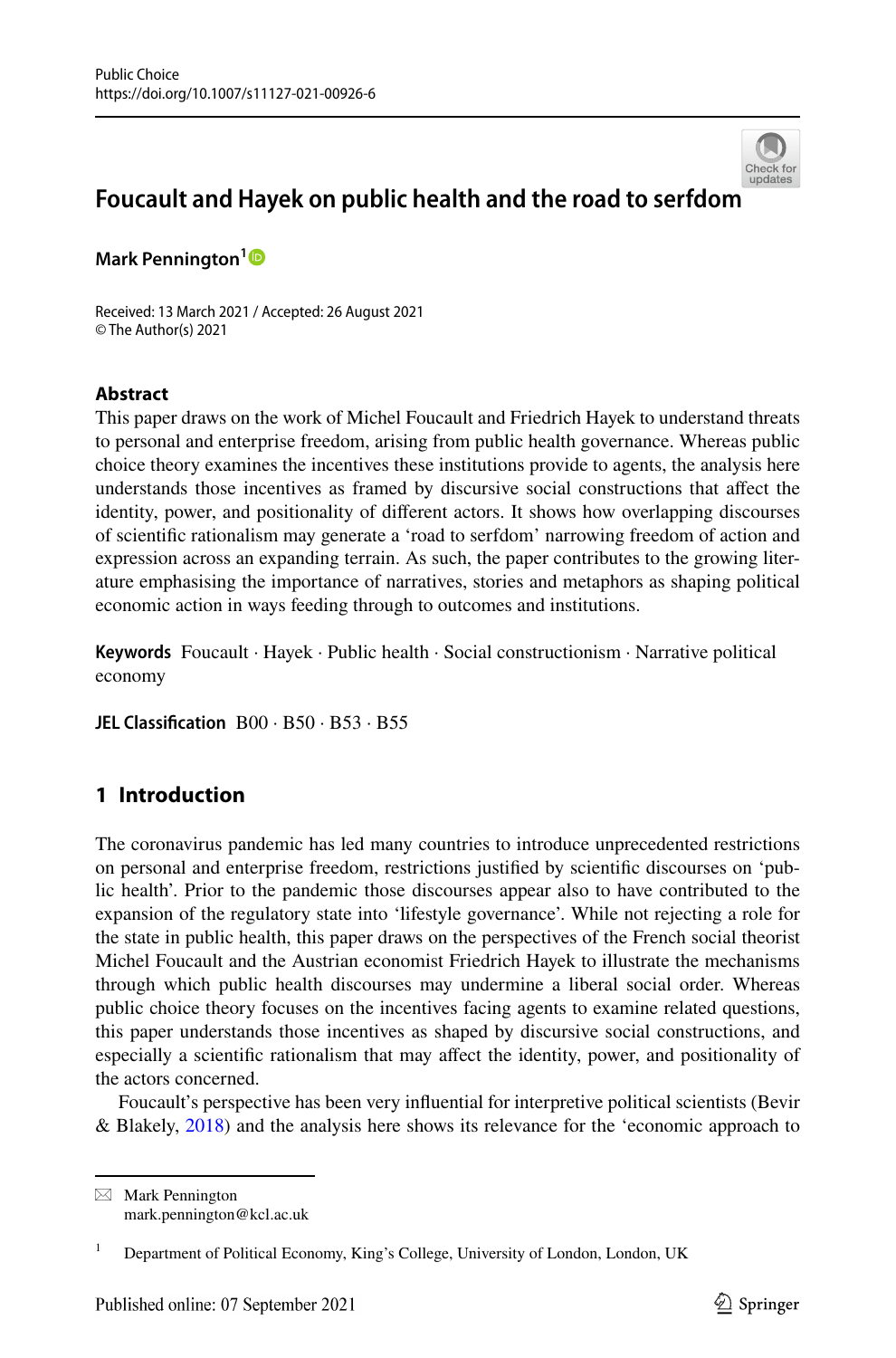# Foucault and Hayek on public health and the road to serfdom

**Mark Pennington**[1]

Received: 13 March 2021 / Accepted: 26 August 2021
© The Author(s) 2021

## Abstract

This paper draws on the work of Michel Foucault and Friedrich Hayek to understand threats to personal and enterprise freedom, arising from public health governance. Whereas public choice theory examines the incentives these institutions provide to agents, the analysis here understands those incentives as framed by discursive social constructions that affect the identity, power, and positionality of different actors. It shows how overlapping discourses of scientific rationalism may generate a 'road to serfdom' narrowing freedom of action and expression across an expanding terrain. As such, the paper contributes to the growing literature emphasising the importance of narratives, stories and metaphors as shaping political economic action in ways feeding through to outcomes and institutions.

**Keywords** Foucault · Hayek · Public health · Social constructionism · Narrative political economy

**JEL Classification** B00 · B50 · B53 · B55

## 1 Introduction

The coronavirus pandemic has led many countries to introduce unprecedented restrictions on personal and enterprise freedom, restrictions justified by scientific discourses on 'public health'. Prior to the pandemic those discourses appear also to have contributed to the expansion of the regulatory state into 'lifestyle governance'. While not rejecting a role for the state in public health, this paper draws on the perspectives of the French social theorist Michel Foucault and the Austrian economist Friedrich Hayek to illustrate the mechanisms through which public health discourses may undermine a liberal social order. Whereas public choice theory focuses on the incentives facing agents to examine related questions, this paper understands those incentives as shaped by discursive social constructions, and especially a scientific rationalism that may affect the identity, power, and positionality of the actors concerned.

Foucault's perspective has been very influential for interpretive political scientists (Bevir & Blakely, 2018) and the analysis here shows its relevance for the 'economic approach to

---

✉ Mark Pennington
mark.pennington@kcl.ac.uk

[1] Department of Political Economy, King's College, University of London, London, UK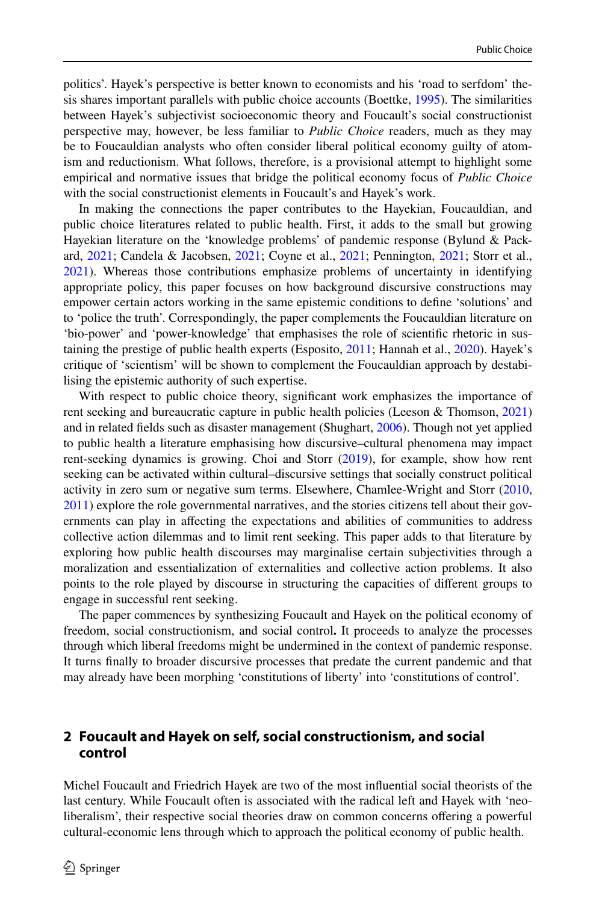politics'. Hayek's perspective is better known to economists and his 'road to serfdom' thesis shares important parallels with public choice accounts (Boettke, 1995). The similarities between Hayek's subjectivist socioeconomic theory and Foucault's social constructionist perspective may, however, be less familiar to *Public Choice* readers, much as they may be to Foucauldian analysts who often consider liberal political economy guilty of atomism and reductionism. What follows, therefore, is a provisional attempt to highlight some empirical and normative issues that bridge the political economy focus of *Public Choice* with the social constructionist elements in Foucault's and Hayek's work.

In making the connections the paper contributes to the Hayekian, Foucauldian, and public choice literatures related to public health. First, it adds to the small but growing Hayekian literature on the 'knowledge problems' of pandemic response (Bylund & Packard, 2021; Candela & Jacobsen, 2021; Coyne et al., 2021; Pennington, 2021; Storr et al., 2021). Whereas those contributions emphasize problems of uncertainty in identifying appropriate policy, this paper focuses on how background discursive constructions may empower certain actors working in the same epistemic conditions to define 'solutions' and to 'police the truth'. Correspondingly, the paper complements the Foucauldian literature on 'bio-power' and 'power-knowledge' that emphasises the role of scientific rhetoric in sustaining the prestige of public health experts (Esposito, 2011; Hannah et al., 2020). Hayek's critique of 'scientism' will be shown to complement the Foucauldian approach by destabilising the epistemic authority of such expertise.

With respect to public choice theory, significant work emphasizes the importance of rent seeking and bureaucratic capture in public health policies (Leeson & Thomson, 2021) and in related fields such as disaster management (Shughart, 2006). Though not yet applied to public health a literature emphasising how discursive–cultural phenomena may impact rent-seeking dynamics is growing. Choi and Storr (2019), for example, show how rent seeking can be activated within cultural–discursive settings that socially construct political activity in zero sum or negative sum terms. Elsewhere, Chamlee-Wright and Storr (2010, 2011) explore the role governmental narratives, and the stories citizens tell about their governments can play in affecting the expectations and abilities of communities to address collective action dilemmas and to limit rent seeking. This paper adds to that literature by exploring how public health discourses may marginalise certain subjectivities through a moralization and essentialization of externalities and collective action problems. It also points to the role played by discourse in structuring the capacities of different groups to engage in successful rent seeking.

The paper commences by synthesizing Foucault and Hayek on the political economy of freedom, social constructionism, and social control**.** It proceeds to analyze the processes through which liberal freedoms might be undermined in the context of pandemic response. It turns finally to broader discursive processes that predate the current pandemic and that may already have been morphing 'constitutions of liberty' into 'constitutions of control'.

## 2 Foucault and Hayek on self, social constructionism, and social control

Michel Foucault and Friedrich Hayek are two of the most influential social theorists of the last century. While Foucault often is associated with the radical left and Hayek with 'neoliberalism', their respective social theories draw on common concerns offering a powerful cultural-economic lens through which to approach the political economy of public health.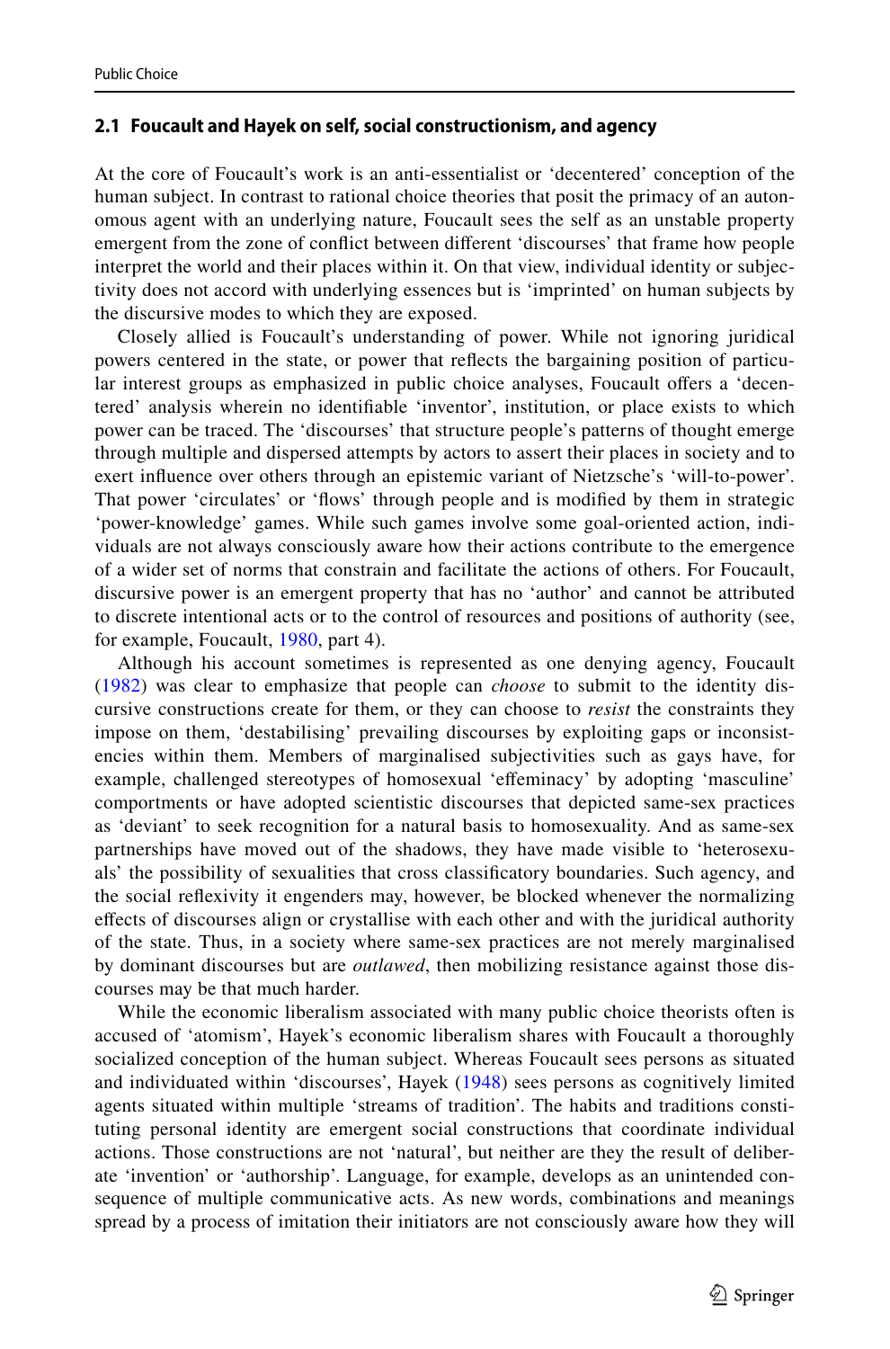### 2.1 Foucault and Hayek on self, social constructionism, and agency

At the core of Foucault's work is an anti-essentialist or 'decentered' conception of the human subject. In contrast to rational choice theories that posit the primacy of an autonomous agent with an underlying nature, Foucault sees the self as an unstable property emergent from the zone of conflict between different 'discourses' that frame how people interpret the world and their places within it. On that view, individual identity or subjectivity does not accord with underlying essences but is 'imprinted' on human subjects by the discursive modes to which they are exposed.

Closely allied is Foucault's understanding of power. While not ignoring juridical powers centered in the state, or power that reflects the bargaining position of particular interest groups as emphasized in public choice analyses, Foucault offers a 'decentered' analysis wherein no identifiable 'inventor', institution, or place exists to which power can be traced. The 'discourses' that structure people's patterns of thought emerge through multiple and dispersed attempts by actors to assert their places in society and to exert influence over others through an epistemic variant of Nietzsche's 'will-to-power'. That power 'circulates' or 'flows' through people and is modified by them in strategic 'power-knowledge' games. While such games involve some goal-oriented action, individuals are not always consciously aware how their actions contribute to the emergence of a wider set of norms that constrain and facilitate the actions of others. For Foucault, discursive power is an emergent property that has no 'author' and cannot be attributed to discrete intentional acts or to the control of resources and positions of authority (see, for example, Foucault, 1980, part 4).

Although his account sometimes is represented as one denying agency, Foucault (1982) was clear to emphasize that people can *choose* to submit to the identity discursive constructions create for them, or they can choose to *resist* the constraints they impose on them, 'destabilising' prevailing discourses by exploiting gaps or inconsistencies within them. Members of marginalised subjectivities such as gays have, for example, challenged stereotypes of homosexual 'effeminacy' by adopting 'masculine' comportments or have adopted scientistic discourses that depicted same-sex practices as 'deviant' to seek recognition for a natural basis to homosexuality. And as same-sex partnerships have moved out of the shadows, they have made visible to 'heterosexuals' the possibility of sexualities that cross classificatory boundaries. Such agency, and the social reflexivity it engenders may, however, be blocked whenever the normalizing effects of discourses align or crystallise with each other and with the juridical authority of the state. Thus, in a society where same-sex practices are not merely marginalised by dominant discourses but are *outlawed*, then mobilizing resistance against those discourses may be that much harder.

While the economic liberalism associated with many public choice theorists often is accused of 'atomism', Hayek's economic liberalism shares with Foucault a thoroughly socialized conception of the human subject. Whereas Foucault sees persons as situated and individuated within 'discourses', Hayek (1948) sees persons as cognitively limited agents situated within multiple 'streams of tradition'. The habits and traditions constituting personal identity are emergent social constructions that coordinate individual actions. Those constructions are not 'natural', but neither are they the result of deliberate 'invention' or 'authorship'. Language, for example, develops as an unintended consequence of multiple communicative acts. As new words, combinations and meanings spread by a process of imitation their initiators are not consciously aware how they will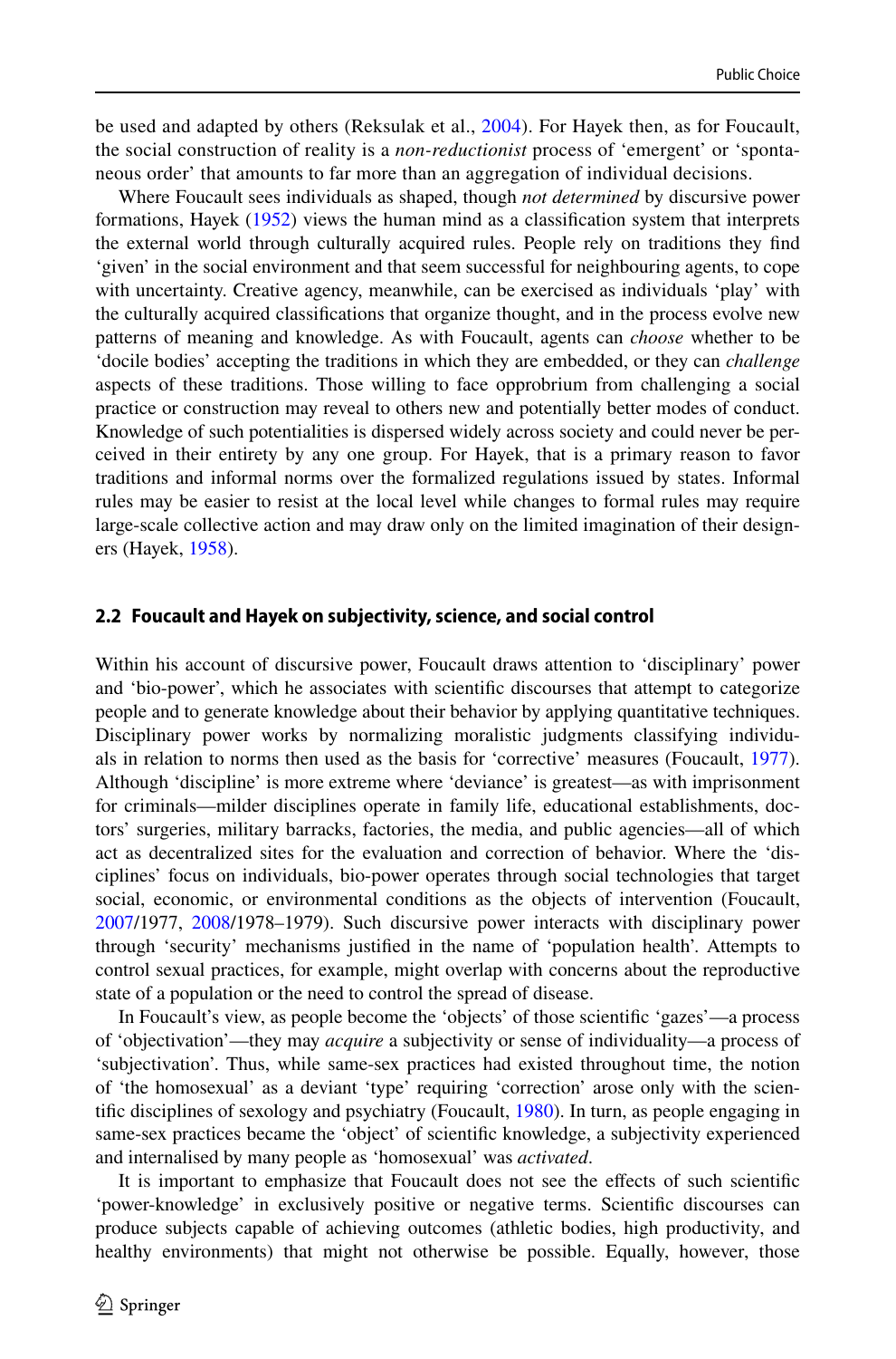be used and adapted by others (Reksulak et al., 2004). For Hayek then, as for Foucault, the social construction of reality is a *non-reductionist* process of 'emergent' or 'spontaneous order' that amounts to far more than an aggregation of individual decisions.

Where Foucault sees individuals as shaped, though *not determined* by discursive power formations, Hayek (1952) views the human mind as a classification system that interprets the external world through culturally acquired rules. People rely on traditions they find 'given' in the social environment and that seem successful for neighbouring agents, to cope with uncertainty. Creative agency, meanwhile, can be exercised as individuals 'play' with the culturally acquired classifications that organize thought, and in the process evolve new patterns of meaning and knowledge. As with Foucault, agents can *choose* whether to be 'docile bodies' accepting the traditions in which they are embedded, or they can *challenge* aspects of these traditions. Those willing to face opprobrium from challenging a social practice or construction may reveal to others new and potentially better modes of conduct. Knowledge of such potentialities is dispersed widely across society and could never be perceived in their entirety by any one group. For Hayek, that is a primary reason to favor traditions and informal norms over the formalized regulations issued by states. Informal rules may be easier to resist at the local level while changes to formal rules may require large-scale collective action and may draw only on the limited imagination of their designers (Hayek, 1958).

### 2.2 Foucault and Hayek on subjectivity, science, and social control

Within his account of discursive power, Foucault draws attention to 'disciplinary' power and 'bio-power', which he associates with scientific discourses that attempt to categorize people and to generate knowledge about their behavior by applying quantitative techniques. Disciplinary power works by normalizing moralistic judgments classifying individuals in relation to norms then used as the basis for 'corrective' measures (Foucault, 1977). Although 'discipline' is more extreme where 'deviance' is greatest—as with imprisonment for criminals—milder disciplines operate in family life, educational establishments, doctors' surgeries, military barracks, factories, the media, and public agencies—all of which act as decentralized sites for the evaluation and correction of behavior. Where the 'disciplines' focus on individuals, bio-power operates through social technologies that target social, economic, or environmental conditions as the objects of intervention (Foucault, 2007/1977, 2008/1978–1979). Such discursive power interacts with disciplinary power through 'security' mechanisms justified in the name of 'population health'. Attempts to control sexual practices, for example, might overlap with concerns about the reproductive state of a population or the need to control the spread of disease.

In Foucault's view, as people become the 'objects' of those scientific 'gazes'—a process of 'objectivation'—they may *acquire* a subjectivity or sense of individuality—a process of 'subjectivation'. Thus, while same-sex practices had existed throughout time, the notion of 'the homosexual' as a deviant 'type' requiring 'correction' arose only with the scientific disciplines of sexology and psychiatry (Foucault, 1980). In turn, as people engaging in same-sex practices became the 'object' of scientific knowledge, a subjectivity experienced and internalised by many people as 'homosexual' was *activated*.

It is important to emphasize that Foucault does not see the effects of such scientific 'power-knowledge' in exclusively positive or negative terms. Scientific discourses can produce subjects capable of achieving outcomes (athletic bodies, high productivity, and healthy environments) that might not otherwise be possible. Equally, however, those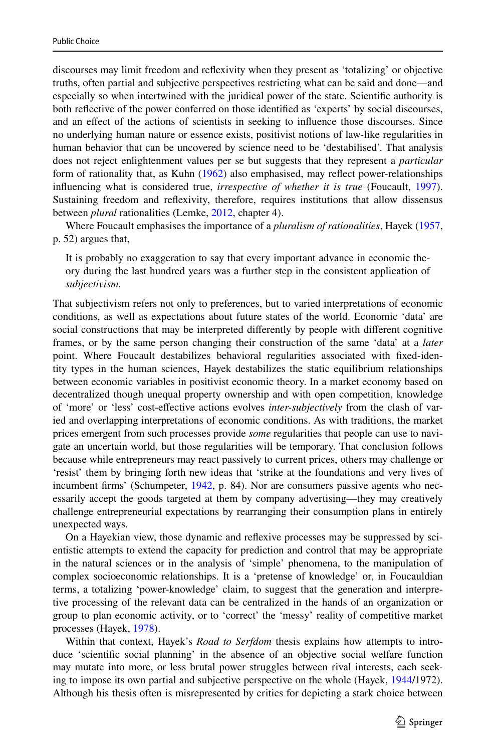discourses may limit freedom and reflexivity when they present as 'totalizing' or objective truths, often partial and subjective perspectives restricting what can be said and done—and especially so when intertwined with the juridical power of the state. Scientific authority is both reflective of the power conferred on those identified as 'experts' by social discourses, and an effect of the actions of scientists in seeking to influence those discourses. Since no underlying human nature or essence exists, positivist notions of law-like regularities in human behavior that can be uncovered by science need to be 'destabilised'. That analysis does not reject enlightenment values per se but suggests that they represent a *particular* form of rationality that, as Kuhn (1962) also emphasised, may reflect power-relationships influencing what is considered true, *irrespective of whether it is true* (Foucault, 1997). Sustaining freedom and reflexivity, therefore, requires institutions that allow dissensus between *plural* rationalities (Lemke, 2012, chapter 4).

Where Foucault emphasises the importance of a *pluralism of rationalities*, Hayek (1957, p. 52) argues that,

> It is probably no exaggeration to say that every important advance in economic theory during the last hundred years was a further step in the consistent application of *subjectivism.*

That subjectivism refers not only to preferences, but to varied interpretations of economic conditions, as well as expectations about future states of the world. Economic 'data' are social constructions that may be interpreted differently by people with different cognitive frames, or by the same person changing their construction of the same 'data' at a *later* point. Where Foucault destabilizes behavioral regularities associated with fixed-identity types in the human sciences, Hayek destabilizes the static equilibrium relationships between economic variables in positivist economic theory. In a market economy based on decentralized though unequal property ownership and with open competition, knowledge of 'more' or 'less' cost-effective actions evolves *inter-subjectively* from the clash of varied and overlapping interpretations of economic conditions. As with traditions, the market prices emergent from such processes provide *some* regularities that people can use to navigate an uncertain world, but those regularities will be temporary. That conclusion follows because while entrepreneurs may react passively to current prices, others may challenge or 'resist' them by bringing forth new ideas that 'strike at the foundations and very lives of incumbent firms' (Schumpeter, 1942, p. 84). Nor are consumers passive agents who necessarily accept the goods targeted at them by company advertising—they may creatively challenge entrepreneurial expectations by rearranging their consumption plans in entirely unexpected ways.

On a Hayekian view, those dynamic and reflexive processes may be suppressed by scientistic attempts to extend the capacity for prediction and control that may be appropriate in the natural sciences or in the analysis of 'simple' phenomena, to the manipulation of complex socioeconomic relationships. It is a 'pretense of knowledge' or, in Foucauldian terms, a totalizing 'power-knowledge' claim, to suggest that the generation and interpretive processing of the relevant data can be centralized in the hands of an organization or group to plan economic activity, or to 'correct' the 'messy' reality of competitive market processes (Hayek, 1978).

Within that context, Hayek's *Road to Serfdom* thesis explains how attempts to introduce 'scientific social planning' in the absence of an objective social welfare function may mutate into more, or less brutal power struggles between rival interests, each seeking to impose its own partial and subjective perspective on the whole (Hayek, 1944/1972). Although his thesis often is misrepresented by critics for depicting a stark choice between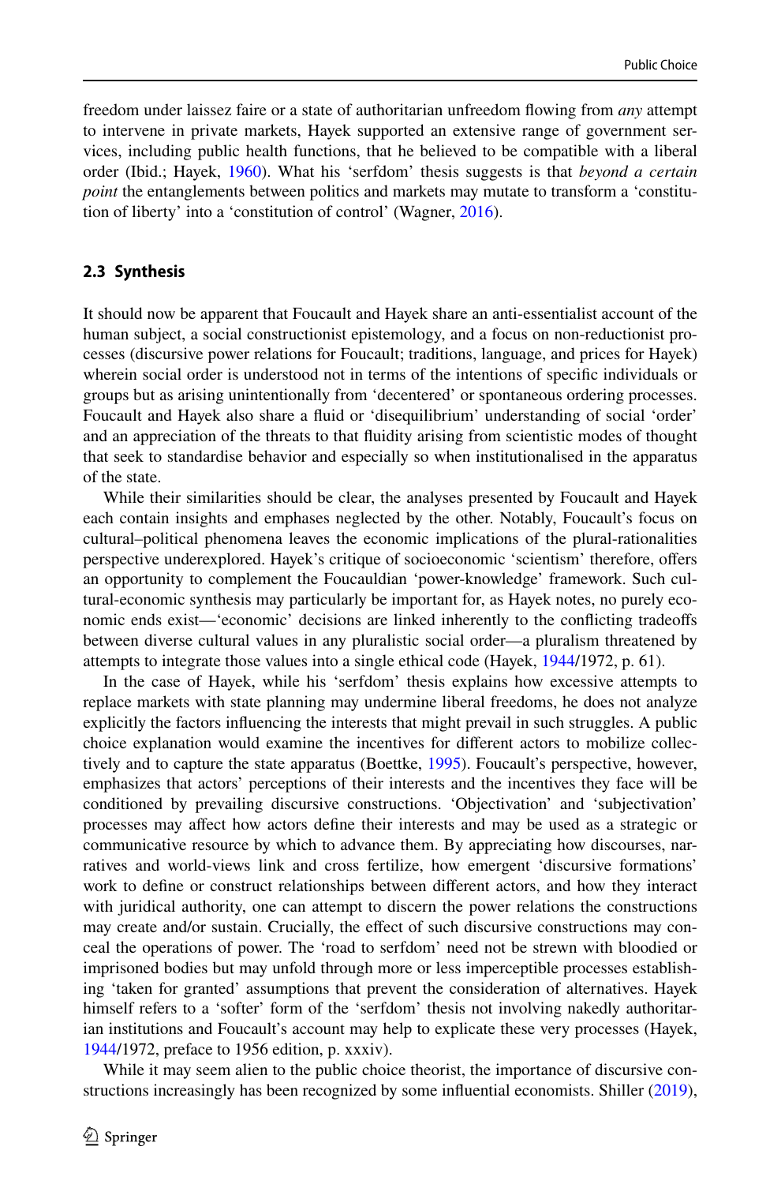freedom under laissez faire or a state of authoritarian unfreedom flowing from *any* attempt to intervene in private markets, Hayek supported an extensive range of government services, including public health functions, that he believed to be compatible with a liberal order (Ibid.; Hayek, 1960). What his 'serfdom' thesis suggests is that *beyond a certain point* the entanglements between politics and markets may mutate to transform a 'constitution of liberty' into a 'constitution of control' (Wagner, 2016).

### 2.3 Synthesis

It should now be apparent that Foucault and Hayek share an anti-essentialist account of the human subject, a social constructionist epistemology, and a focus on non-reductionist processes (discursive power relations for Foucault; traditions, language, and prices for Hayek) wherein social order is understood not in terms of the intentions of specific individuals or groups but as arising unintentionally from 'decentered' or spontaneous ordering processes. Foucault and Hayek also share a fluid or 'disequilibrium' understanding of social 'order' and an appreciation of the threats to that fluidity arising from scientistic modes of thought that seek to standardise behavior and especially so when institutionalised in the apparatus of the state.

While their similarities should be clear, the analyses presented by Foucault and Hayek each contain insights and emphases neglected by the other. Notably, Foucault's focus on cultural–political phenomena leaves the economic implications of the plural-rationalities perspective underexplored. Hayek's critique of socioeconomic 'scientism' therefore, offers an opportunity to complement the Foucauldian 'power-knowledge' framework. Such cultural-economic synthesis may particularly be important for, as Hayek notes, no purely economic ends exist—'economic' decisions are linked inherently to the conflicting tradeoffs between diverse cultural values in any pluralistic social order—a pluralism threatened by attempts to integrate those values into a single ethical code (Hayek, 1944/1972, p. 61).

In the case of Hayek, while his 'serfdom' thesis explains how excessive attempts to replace markets with state planning may undermine liberal freedoms, he does not analyze explicitly the factors influencing the interests that might prevail in such struggles. A public choice explanation would examine the incentives for different actors to mobilize collectively and to capture the state apparatus (Boettke, 1995). Foucault's perspective, however, emphasizes that actors' perceptions of their interests and the incentives they face will be conditioned by prevailing discursive constructions. 'Objectivation' and 'subjectivation' processes may affect how actors define their interests and may be used as a strategic or communicative resource by which to advance them. By appreciating how discourses, narratives and world-views link and cross fertilize, how emergent 'discursive formations' work to define or construct relationships between different actors, and how they interact with juridical authority, one can attempt to discern the power relations the constructions may create and/or sustain. Crucially, the effect of such discursive constructions may conceal the operations of power. The 'road to serfdom' need not be strewn with bloodied or imprisoned bodies but may unfold through more or less imperceptible processes establishing 'taken for granted' assumptions that prevent the consideration of alternatives. Hayek himself refers to a 'softer' form of the 'serfdom' thesis not involving nakedly authoritarian institutions and Foucault's account may help to explicate these very processes (Hayek, 1944/1972, preface to 1956 edition, p. xxxiv).

While it may seem alien to the public choice theorist, the importance of discursive constructions increasingly has been recognized by some influential economists. Shiller (2019),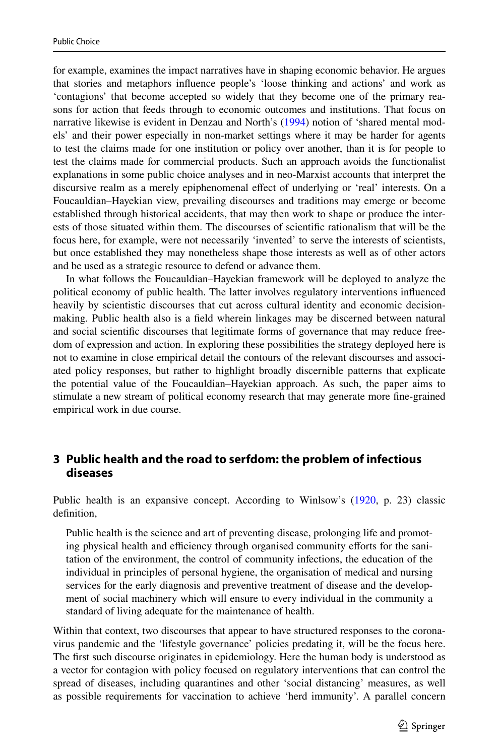for example, examines the impact narratives have in shaping economic behavior. He argues that stories and metaphors influence people's 'loose thinking and actions' and work as 'contagions' that become accepted so widely that they become one of the primary reasons for action that feeds through to economic outcomes and institutions. That focus on narrative likewise is evident in Denzau and North's (1994) notion of 'shared mental models' and their power especially in non-market settings where it may be harder for agents to test the claims made for one institution or policy over another, than it is for people to test the claims made for commercial products. Such an approach avoids the functionalist explanations in some public choice analyses and in neo-Marxist accounts that interpret the discursive realm as a merely epiphenomenal effect of underlying or 'real' interests. On a Foucauldian–Hayekian view, prevailing discourses and traditions may emerge or become established through historical accidents, that may then work to shape or produce the interests of those situated within them. The discourses of scientific rationalism that will be the focus here, for example, were not necessarily 'invented' to serve the interests of scientists, but once established they may nonetheless shape those interests as well as of other actors and be used as a strategic resource to defend or advance them.

In what follows the Foucauldian–Hayekian framework will be deployed to analyze the political economy of public health. The latter involves regulatory interventions influenced heavily by scientistic discourses that cut across cultural identity and economic decision-making. Public health also is a field wherein linkages may be discerned between natural and social scientific discourses that legitimate forms of governance that may reduce freedom of expression and action. In exploring these possibilities the strategy deployed here is not to examine in close empirical detail the contours of the relevant discourses and associated policy responses, but rather to highlight broadly discernible patterns that explicate the potential value of the Foucauldian–Hayekian approach. As such, the paper aims to stimulate a new stream of political economy research that may generate more fine-grained empirical work in due course.

## 3 Public health and the road to serfdom: the problem of infectious diseases

Public health is an expansive concept. According to Winlsow's (1920, p. 23) classic definition,

> Public health is the science and art of preventing disease, prolonging life and promoting physical health and efficiency through organised community efforts for the sanitation of the environment, the control of community infections, the education of the individual in principles of personal hygiene, the organisation of medical and nursing services for the early diagnosis and preventive treatment of disease and the development of social machinery which will ensure to every individual in the community a standard of living adequate for the maintenance of health.

Within that context, two discourses that appear to have structured responses to the coronavirus pandemic and the 'lifestyle governance' policies predating it, will be the focus here. The first such discourse originates in epidemiology. Here the human body is understood as a vector for contagion with policy focused on regulatory interventions that can control the spread of diseases, including quarantines and other 'social distancing' measures, as well as possible requirements for vaccination to achieve 'herd immunity'. A parallel concern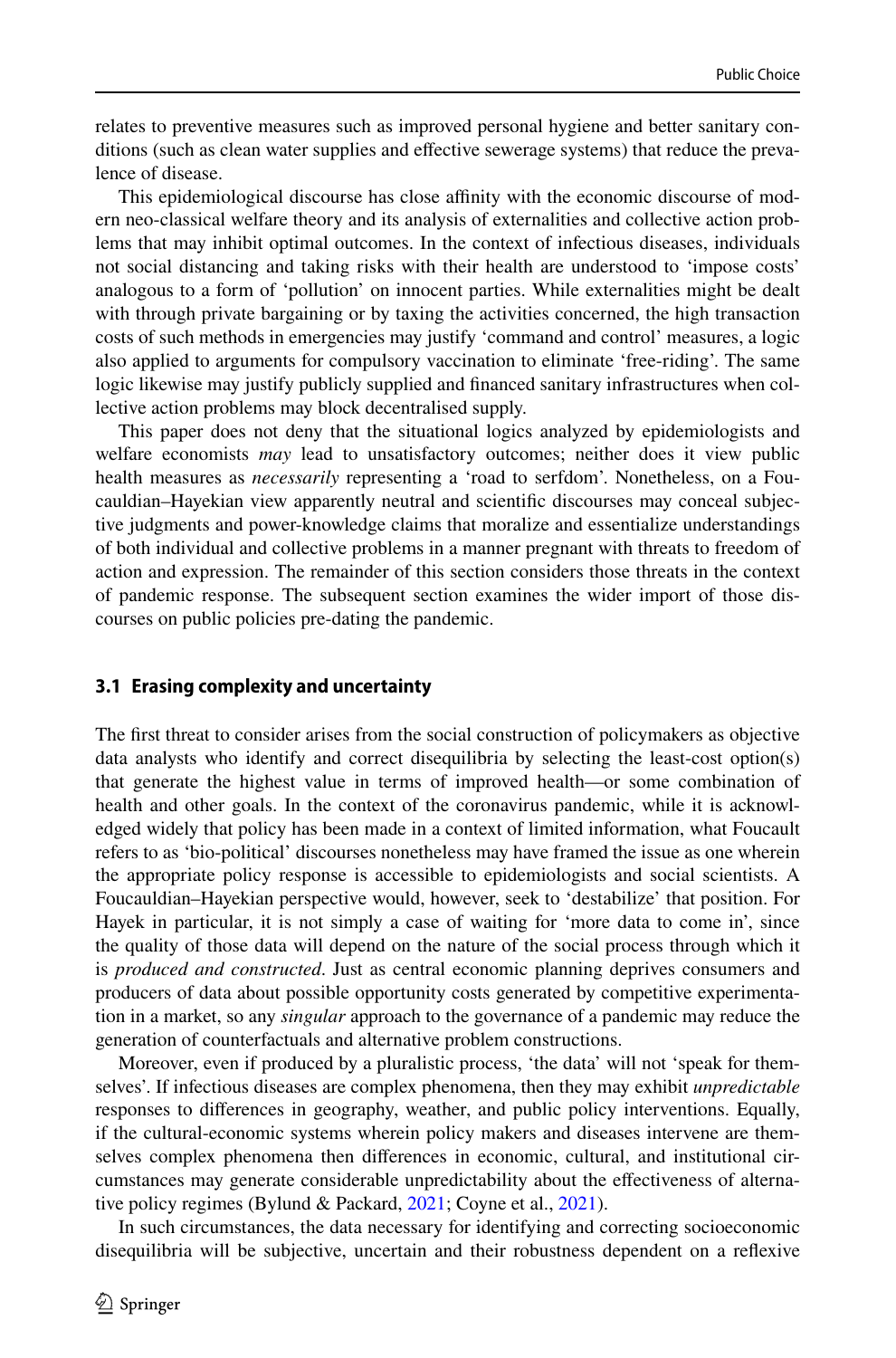relates to preventive measures such as improved personal hygiene and better sanitary conditions (such as clean water supplies and effective sewerage systems) that reduce the prevalence of disease.

This epidemiological discourse has close affinity with the economic discourse of modern neo-classical welfare theory and its analysis of externalities and collective action problems that may inhibit optimal outcomes. In the context of infectious diseases, individuals not social distancing and taking risks with their health are understood to 'impose costs' analogous to a form of 'pollution' on innocent parties. While externalities might be dealt with through private bargaining or by taxing the activities concerned, the high transaction costs of such methods in emergencies may justify 'command and control' measures, a logic also applied to arguments for compulsory vaccination to eliminate 'free-riding'. The same logic likewise may justify publicly supplied and financed sanitary infrastructures when collective action problems may block decentralised supply.

This paper does not deny that the situational logics analyzed by epidemiologists and welfare economists *may* lead to unsatisfactory outcomes; neither does it view public health measures as *necessarily* representing a 'road to serfdom'. Nonetheless, on a Foucauldian–Hayekian view apparently neutral and scientific discourses may conceal subjective judgments and power-knowledge claims that moralize and essentialize understandings of both individual and collective problems in a manner pregnant with threats to freedom of action and expression. The remainder of this section considers those threats in the context of pandemic response. The subsequent section examines the wider import of those discourses on public policies pre-dating the pandemic.

### 3.1 Erasing complexity and uncertainty

The first threat to consider arises from the social construction of policymakers as objective data analysts who identify and correct disequilibria by selecting the least-cost option(s) that generate the highest value in terms of improved health—or some combination of health and other goals. In the context of the coronavirus pandemic, while it is acknowledged widely that policy has been made in a context of limited information, what Foucault refers to as 'bio-political' discourses nonetheless may have framed the issue as one wherein the appropriate policy response is accessible to epidemiologists and social scientists. A Foucauldian–Hayekian perspective would, however, seek to 'destabilize' that position. For Hayek in particular, it is not simply a case of waiting for 'more data to come in', since the quality of those data will depend on the nature of the social process through which it is *produced and constructed*. Just as central economic planning deprives consumers and producers of data about possible opportunity costs generated by competitive experimentation in a market, so any *singular* approach to the governance of a pandemic may reduce the generation of counterfactuals and alternative problem constructions.

Moreover, even if produced by a pluralistic process, 'the data' will not 'speak for themselves'. If infectious diseases are complex phenomena, then they may exhibit *unpredictable* responses to differences in geography, weather, and public policy interventions. Equally, if the cultural-economic systems wherein policy makers and diseases intervene are themselves complex phenomena then differences in economic, cultural, and institutional circumstances may generate considerable unpredictability about the effectiveness of alternative policy regimes (Bylund & Packard, 2021; Coyne et al., 2021).

In such circumstances, the data necessary for identifying and correcting socioeconomic disequilibria will be subjective, uncertain and their robustness dependent on a reflexive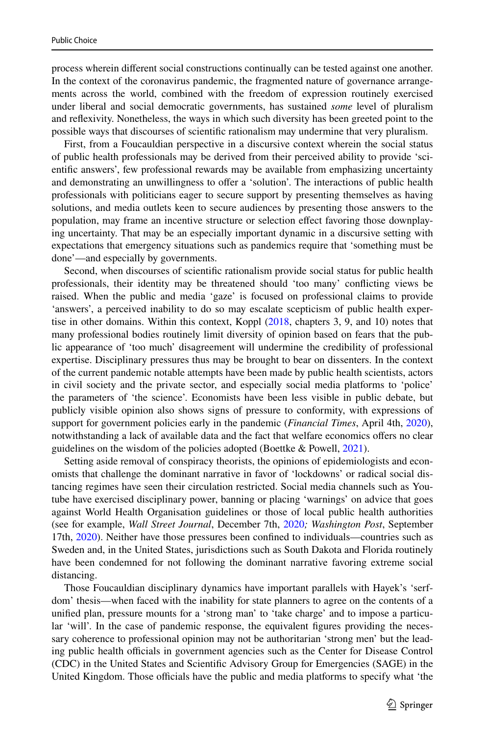process wherein different social constructions continually can be tested against one another. In the context of the coronavirus pandemic, the fragmented nature of governance arrangements across the world, combined with the freedom of expression routinely exercised under liberal and social democratic governments, has sustained *some* level of pluralism and reflexivity. Nonetheless, the ways in which such diversity has been greeted point to the possible ways that discourses of scientific rationalism may undermine that very pluralism.

First, from a Foucauldian perspective in a discursive context wherein the social status of public health professionals may be derived from their perceived ability to provide 'scientific answers', few professional rewards may be available from emphasizing uncertainty and demonstrating an unwillingness to offer a 'solution'. The interactions of public health professionals with politicians eager to secure support by presenting themselves as having solutions, and media outlets keen to secure audiences by presenting those answers to the population, may frame an incentive structure or selection effect favoring those downplaying uncertainty. That may be an especially important dynamic in a discursive setting with expectations that emergency situations such as pandemics require that 'something must be done'—and especially by governments.

Second, when discourses of scientific rationalism provide social status for public health professionals, their identity may be threatened should 'too many' conflicting views be raised. When the public and media 'gaze' is focused on professional claims to provide 'answers', a perceived inability to do so may escalate scepticism of public health expertise in other domains. Within this context, Koppl (2018, chapters 3, 9, and 10) notes that many professional bodies routinely limit diversity of opinion based on fears that the public appearance of 'too much' disagreement will undermine the credibility of professional expertise. Disciplinary pressures thus may be brought to bear on dissenters. In the context of the current pandemic notable attempts have been made by public health scientists, actors in civil society and the private sector, and especially social media platforms to 'police' the parameters of 'the science'. Economists have been less visible in public debate, but publicly visible opinion also shows signs of pressure to conformity, with expressions of support for government policies early in the pandemic (*Financial Times*, April 4th, 2020), notwithstanding a lack of available data and the fact that welfare economics offers no clear guidelines on the wisdom of the policies adopted (Boettke & Powell, 2021).

Setting aside removal of conspiracy theorists, the opinions of epidemiologists and economists that challenge the dominant narrative in favor of 'lockdowns' or radical social distancing regimes have seen their circulation restricted. Social media channels such as Youtube have exercised disciplinary power, banning or placing 'warnings' on advice that goes against World Health Organisation guidelines or those of local public health authorities (see for example, *Wall Street Journal*, December 7th, 2020; *Washington Post*, September 17th, 2020). Neither have those pressures been confined to individuals—countries such as Sweden and, in the United States, jurisdictions such as South Dakota and Florida routinely have been condemned for not following the dominant narrative favoring extreme social distancing.

Those Foucauldian disciplinary dynamics have important parallels with Hayek's 'serfdom' thesis—when faced with the inability for state planners to agree on the contents of a unified plan, pressure mounts for a 'strong man' to 'take charge' and to impose a particular 'will'. In the case of pandemic response, the equivalent figures providing the necessary coherence to professional opinion may not be authoritarian 'strong men' but the leading public health officials in government agencies such as the Center for Disease Control (CDC) in the United States and Scientific Advisory Group for Emergencies (SAGE) in the United Kingdom. Those officials have the public and media platforms to specify what 'the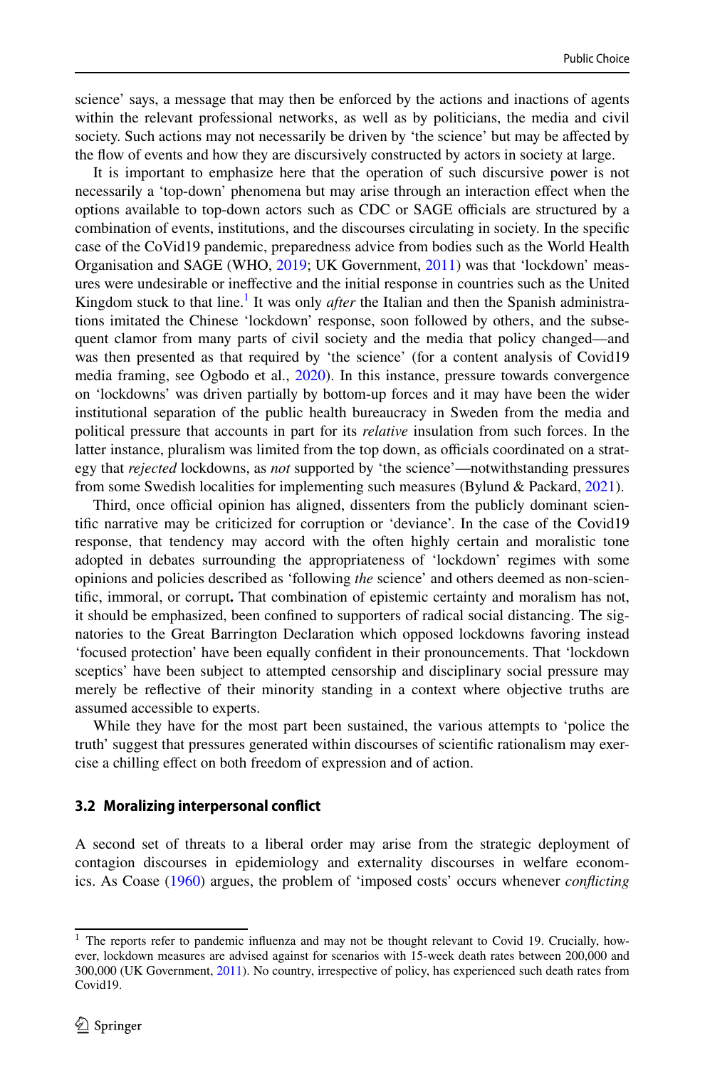science' says, a message that may then be enforced by the actions and inactions of agents within the relevant professional networks, as well as by politicians, the media and civil society. Such actions may not necessarily be driven by 'the science' but may be affected by the flow of events and how they are discursively constructed by actors in society at large.

It is important to emphasize here that the operation of such discursive power is not necessarily a 'top-down' phenomena but may arise through an interaction effect when the options available to top-down actors such as CDC or SAGE officials are structured by a combination of events, institutions, and the discourses circulating in society. In the specific case of the CoVid19 pandemic, preparedness advice from bodies such as the World Health Organisation and SAGE (WHO, 2019; UK Government, 2011) was that 'lockdown' measures were undesirable or ineffective and the initial response in countries such as the United Kingdom stuck to that line.[1] It was only *after* the Italian and then the Spanish administrations imitated the Chinese 'lockdown' response, soon followed by others, and the subsequent clamor from many parts of civil society and the media that policy changed—and was then presented as that required by 'the science' (for a content analysis of Covid19 media framing, see Ogbodo et al., 2020). In this instance, pressure towards convergence on 'lockdowns' was driven partially by bottom-up forces and it may have been the wider institutional separation of the public health bureaucracy in Sweden from the media and political pressure that accounts in part for its *relative* insulation from such forces. In the latter instance, pluralism was limited from the top down, as officials coordinated on a strategy that *rejected* lockdowns, as *not* supported by 'the science'—notwithstanding pressures from some Swedish localities for implementing such measures (Bylund & Packard, 2021).

Third, once official opinion has aligned, dissenters from the publicly dominant scientific narrative may be criticized for corruption or 'deviance'. In the case of the Covid19 response, that tendency may accord with the often highly certain and moralistic tone adopted in debates surrounding the appropriateness of 'lockdown' regimes with some opinions and policies described as 'following *the* science' and others deemed as non-scientific, immoral, or corrupt**.** That combination of epistemic certainty and moralism has not, it should be emphasized, been confined to supporters of radical social distancing. The signatories to the Great Barrington Declaration which opposed lockdowns favoring instead 'focused protection' have been equally confident in their pronouncements. That 'lockdown sceptics' have been subject to attempted censorship and disciplinary social pressure may merely be reflective of their minority standing in a context where objective truths are assumed accessible to experts.

While they have for the most part been sustained, the various attempts to 'police the truth' suggest that pressures generated within discourses of scientific rationalism may exercise a chilling effect on both freedom of expression and of action.

### 3.2 Moralizing interpersonal conflict

A second set of threats to a liberal order may arise from the strategic deployment of contagion discourses in epidemiology and externality discourses in welfare economics. As Coase (1960) argues, the problem of 'imposed costs' occurs whenever *conflicting*

---

[1] The reports refer to pandemic influenza and may not be thought relevant to Covid 19. Crucially, however, lockdown measures are advised against for scenarios with 15-week death rates between 200,000 and 300,000 (UK Government, 2011). No country, irrespective of policy, has experienced such death rates from Covid19.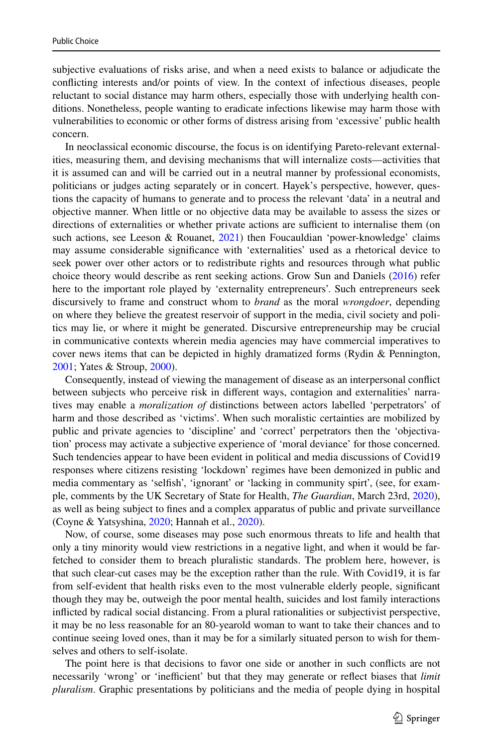subjective evaluations of risks arise, and when a need exists to balance or adjudicate the conflicting interests and/or points of view. In the context of infectious diseases, people reluctant to social distance may harm others, especially those with underlying health conditions. Nonetheless, people wanting to eradicate infections likewise may harm those with vulnerabilities to economic or other forms of distress arising from 'excessive' public health concern.

In neoclassical economic discourse, the focus is on identifying Pareto-relevant externalities, measuring them, and devising mechanisms that will internalize costs—activities that it is assumed can and will be carried out in a neutral manner by professional economists, politicians or judges acting separately or in concert. Hayek's perspective, however, questions the capacity of humans to generate and to process the relevant 'data' in a neutral and objective manner. When little or no objective data may be available to assess the sizes or directions of externalities or whether private actions are sufficient to internalise them (on such actions, see Leeson & Rouanet, 2021) then Foucauldian 'power-knowledge' claims may assume considerable significance with 'externalities' used as a rhetorical device to seek power over other actors or to redistribute rights and resources through what public choice theory would describe as rent seeking actions. Grow Sun and Daniels (2016) refer here to the important role played by 'externality entrepreneurs'. Such entrepreneurs seek discursively to frame and construct whom to *brand* as the moral *wrongdoer*, depending on where they believe the greatest reservoir of support in the media, civil society and politics may lie, or where it might be generated. Discursive entrepreneurship may be crucial in communicative contexts wherein media agencies may have commercial imperatives to cover news items that can be depicted in highly dramatized forms (Rydin & Pennington, 2001; Yates & Stroup, 2000).

Consequently, instead of viewing the management of disease as an interpersonal conflict between subjects who perceive risk in different ways, contagion and externalities' narratives may enable a *moralization of* distinctions between actors labelled 'perpetrators' of harm and those described as 'victims'. When such moralistic certainties are mobilized by public and private agencies to 'discipline' and 'correct' perpetrators then the 'objectivation' process may activate a subjective experience of 'moral deviance' for those concerned. Such tendencies appear to have been evident in political and media discussions of Covid19 responses where citizens resisting 'lockdown' regimes have been demonized in public and media commentary as 'selfish', 'ignorant' or 'lacking in community spirt', (see, for example, comments by the UK Secretary of State for Health, *The Guardian*, March 23rd, 2020), as well as being subject to fines and a complex apparatus of public and private surveillance (Coyne & Yatsyshina, 2020; Hannah et al., 2020).

Now, of course, some diseases may pose such enormous threats to life and health that only a tiny minority would view restrictions in a negative light, and when it would be far-fetched to consider them to breach pluralistic standards. The problem here, however, is that such clear-cut cases may be the exception rather than the rule. With Covid19, it is far from self-evident that health risks even to the most vulnerable elderly people, significant though they may be, outweigh the poor mental health, suicides and lost family interactions inflicted by radical social distancing. From a plural rationalities or subjectivist perspective, it may be no less reasonable for an 80-yearold woman to want to take their chances and to continue seeing loved ones, than it may be for a similarly situated person to wish for themselves and others to self-isolate.

The point here is that decisions to favor one side or another in such conflicts are not necessarily 'wrong' or 'inefficient' but that they may generate or reflect biases that *limit pluralism*. Graphic presentations by politicians and the media of people dying in hospital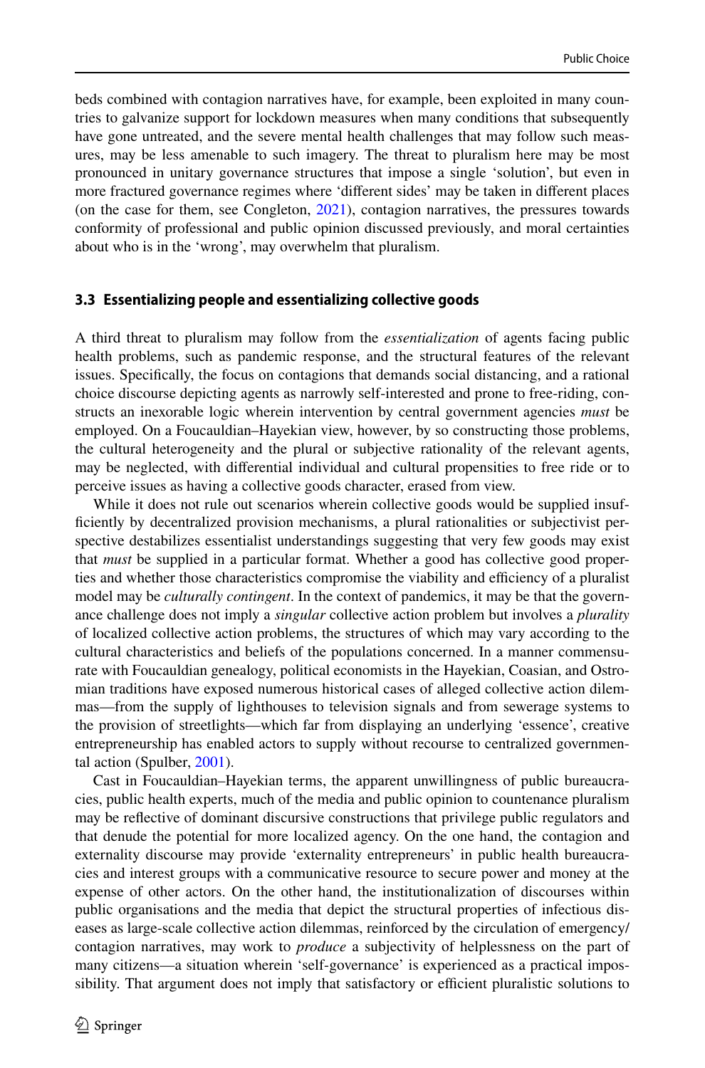beds combined with contagion narratives have, for example, been exploited in many countries to galvanize support for lockdown measures when many conditions that subsequently have gone untreated, and the severe mental health challenges that may follow such measures, may be less amenable to such imagery. The threat to pluralism here may be most pronounced in unitary governance structures that impose a single 'solution', but even in more fractured governance regimes where 'different sides' may be taken in different places (on the case for them, see Congleton, 2021), contagion narratives, the pressures towards conformity of professional and public opinion discussed previously, and moral certainties about who is in the 'wrong', may overwhelm that pluralism.

### 3.3 Essentializing people and essentializing collective goods

A third threat to pluralism may follow from the *essentialization* of agents facing public health problems, such as pandemic response, and the structural features of the relevant issues. Specifically, the focus on contagions that demands social distancing, and a rational choice discourse depicting agents as narrowly self-interested and prone to free-riding, constructs an inexorable logic wherein intervention by central government agencies *must* be employed. On a Foucauldian–Hayekian view, however, by so constructing those problems, the cultural heterogeneity and the plural or subjective rationality of the relevant agents, may be neglected, with differential individual and cultural propensities to free ride or to perceive issues as having a collective goods character, erased from view.

While it does not rule out scenarios wherein collective goods would be supplied insufficiently by decentralized provision mechanisms, a plural rationalities or subjectivist perspective destabilizes essentialist understandings suggesting that very few goods may exist that *must* be supplied in a particular format. Whether a good has collective good properties and whether those characteristics compromise the viability and efficiency of a pluralist model may be *culturally contingent*. In the context of pandemics, it may be that the governance challenge does not imply a *singular* collective action problem but involves a *plurality* of localized collective action problems, the structures of which may vary according to the cultural characteristics and beliefs of the populations concerned. In a manner commensurate with Foucauldian genealogy, political economists in the Hayekian, Coasian, and Ostromian traditions have exposed numerous historical cases of alleged collective action dilemmas—from the supply of lighthouses to television signals and from sewerage systems to the provision of streetlights—which far from displaying an underlying 'essence', creative entrepreneurship has enabled actors to supply without recourse to centralized governmental action (Spulber, 2001).

Cast in Foucauldian–Hayekian terms, the apparent unwillingness of public bureaucracies, public health experts, much of the media and public opinion to countenance pluralism may be reflective of dominant discursive constructions that privilege public regulators and that denude the potential for more localized agency. On the one hand, the contagion and externality discourse may provide 'externality entrepreneurs' in public health bureaucracies and interest groups with a communicative resource to secure power and money at the expense of other actors. On the other hand, the institutionalization of discourses within public organisations and the media that depict the structural properties of infectious diseases as large-scale collective action dilemmas, reinforced by the circulation of emergency/contagion narratives, may work to *produce* a subjectivity of helplessness on the part of many citizens—a situation wherein 'self-governance' is experienced as a practical impossibility. That argument does not imply that satisfactory or efficient pluralistic solutions to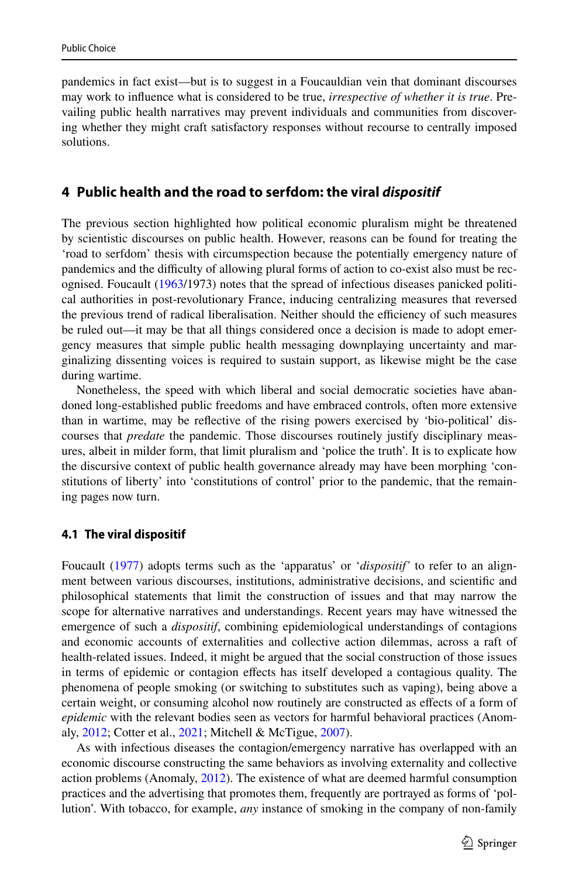pandemics in fact exist—but is to suggest in a Foucauldian vein that dominant discourses may work to influence what is considered to be true, *irrespective of whether it is true*. Prevailing public health narratives may prevent individuals and communities from discovering whether they might craft satisfactory responses without recourse to centrally imposed solutions.

## 4 Public health and the road to serfdom: the viral *dispositif*

The previous section highlighted how political economic pluralism might be threatened by scientistic discourses on public health. However, reasons can be found for treating the 'road to serfdom' thesis with circumspection because the potentially emergency nature of pandemics and the difficulty of allowing plural forms of action to co-exist also must be recognised. Foucault (1963/1973) notes that the spread of infectious diseases panicked political authorities in post-revolutionary France, inducing centralizing measures that reversed the previous trend of radical liberalisation. Neither should the efficiency of such measures be ruled out—it may be that all things considered once a decision is made to adopt emergency measures that simple public health messaging downplaying uncertainty and marginalizing dissenting voices is required to sustain support, as likewise might be the case during wartime.

Nonetheless, the speed with which liberal and social democratic societies have abandoned long-established public freedoms and have embraced controls, often more extensive than in wartime, may be reflective of the rising powers exercised by 'bio-political' discourses that *predate* the pandemic. Those discourses routinely justify disciplinary measures, albeit in milder form, that limit pluralism and 'police the truth'. It is to explicate how the discursive context of public health governance already may have been morphing 'constitutions of liberty' into 'constitutions of control' prior to the pandemic, that the remaining pages now turn.

### 4.1 The viral dispositif

Foucault (1977) adopts terms such as the 'apparatus' or '*dispositif*' to refer to an alignment between various discourses, institutions, administrative decisions, and scientific and philosophical statements that limit the construction of issues and that may narrow the scope for alternative narratives and understandings. Recent years may have witnessed the emergence of such a *dispositif*, combining epidemiological understandings of contagions and economic accounts of externalities and collective action dilemmas, across a raft of health-related issues. Indeed, it might be argued that the social construction of those issues in terms of epidemic or contagion effects has itself developed a contagious quality. The phenomena of people smoking (or switching to substitutes such as vaping), being above a certain weight, or consuming alcohol now routinely are constructed as effects of a form of *epidemic* with the relevant bodies seen as vectors for harmful behavioral practices (Anomaly, 2012; Cotter et al., 2021; Mitchell & McTigue, 2007).

As with infectious diseases the contagion/emergency narrative has overlapped with an economic discourse constructing the same behaviors as involving externality and collective action problems (Anomaly, 2012). The existence of what are deemed harmful consumption practices and the advertising that promotes them, frequently are portrayed as forms of 'pollution'. With tobacco, for example, *any* instance of smoking in the company of non-family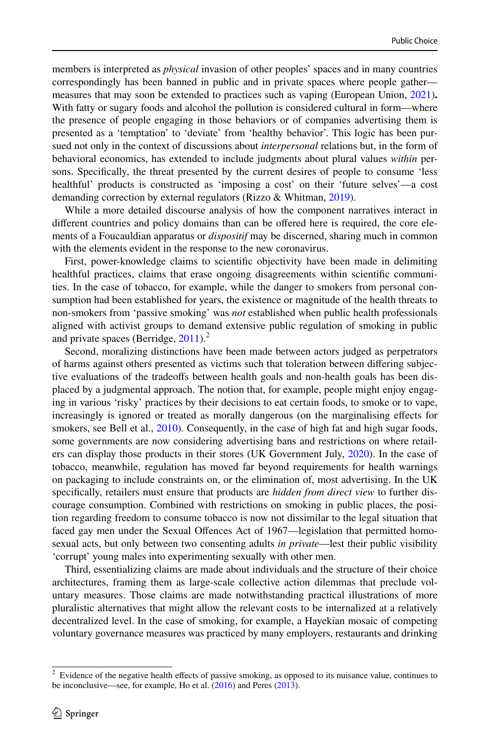members is interpreted as *physical* invasion of other peoples' spaces and in many countries correspondingly has been banned in public and in private spaces where people gather—measures that may soon be extended to practices such as vaping (European Union, 2021)**.** With fatty or sugary foods and alcohol the pollution is considered cultural in form—where the presence of people engaging in those behaviors or of companies advertising them is presented as a 'temptation' to 'deviate' from 'healthy behavior'. This logic has been pursued not only in the context of discussions about *interpersonal* relations but, in the form of behavioral economics, has extended to include judgments about plural values *within* persons. Specifically, the threat presented by the current desires of people to consume 'less healthful' products is constructed as 'imposing a cost' on their 'future selves'—a cost demanding correction by external regulators (Rizzo & Whitman, 2019).

While a more detailed discourse analysis of how the component narratives interact in different countries and policy domains than can be offered here is required, the core elements of a Foucauldian apparatus or *dispositif* may be discerned, sharing much in common with the elements evident in the response to the new coronavirus.

First, power-knowledge claims to scientific objectivity have been made in delimiting healthful practices, claims that erase ongoing disagreements within scientific communities. In the case of tobacco, for example, while the danger to smokers from personal consumption had been established for years, the existence or magnitude of the health threats to non-smokers from 'passive smoking' was *not* established when public health professionals aligned with activist groups to demand extensive public regulation of smoking in public and private spaces (Berridge, 2011).[2]

Second, moralizing distinctions have been made between actors judged as perpetrators of harms against others presented as victims such that toleration between differing subjective evaluations of the tradeoffs between health goals and non-health goals has been displaced by a judgmental approach. The notion that, for example, people might enjoy engaging in various 'risky' practices by their decisions to eat certain foods, to smoke or to vape, increasingly is ignored or treated as morally dangerous (on the marginalising effects for smokers, see Bell et al., 2010). Consequently, in the case of high fat and high sugar foods, some governments are now considering advertising bans and restrictions on where retailers can display those products in their stores (UK Government July, 2020). In the case of tobacco, meanwhile, regulation has moved far beyond requirements for health warnings on packaging to include constraints on, or the elimination of, most advertising. In the UK specifically, retailers must ensure that products are *hidden from direct view* to further discourage consumption. Combined with restrictions on smoking in public places, the position regarding freedom to consume tobacco is now not dissimilar to the legal situation that faced gay men under the Sexual Offences Act of 1967—legislation that permitted homosexual acts, but only between two consenting adults *in private*—lest their public visibility 'corrupt' young males into experimenting sexually with other men.

Third, essentializing claims are made about individuals and the structure of their choice architectures, framing them as large-scale collective action dilemmas that preclude voluntary measures. Those claims are made notwithstanding practical illustrations of more pluralistic alternatives that might allow the relevant costs to be internalized at a relatively decentralized level. In the case of smoking, for example, a Hayekian mosaic of competing voluntary governance measures was practiced by many employers, restaurants and drinking

---

[2] Evidence of the negative health effects of passive smoking, as opposed to its nuisance value, continues to be inconclusive—see, for example, Ho et al. (2016) and Peres (2013).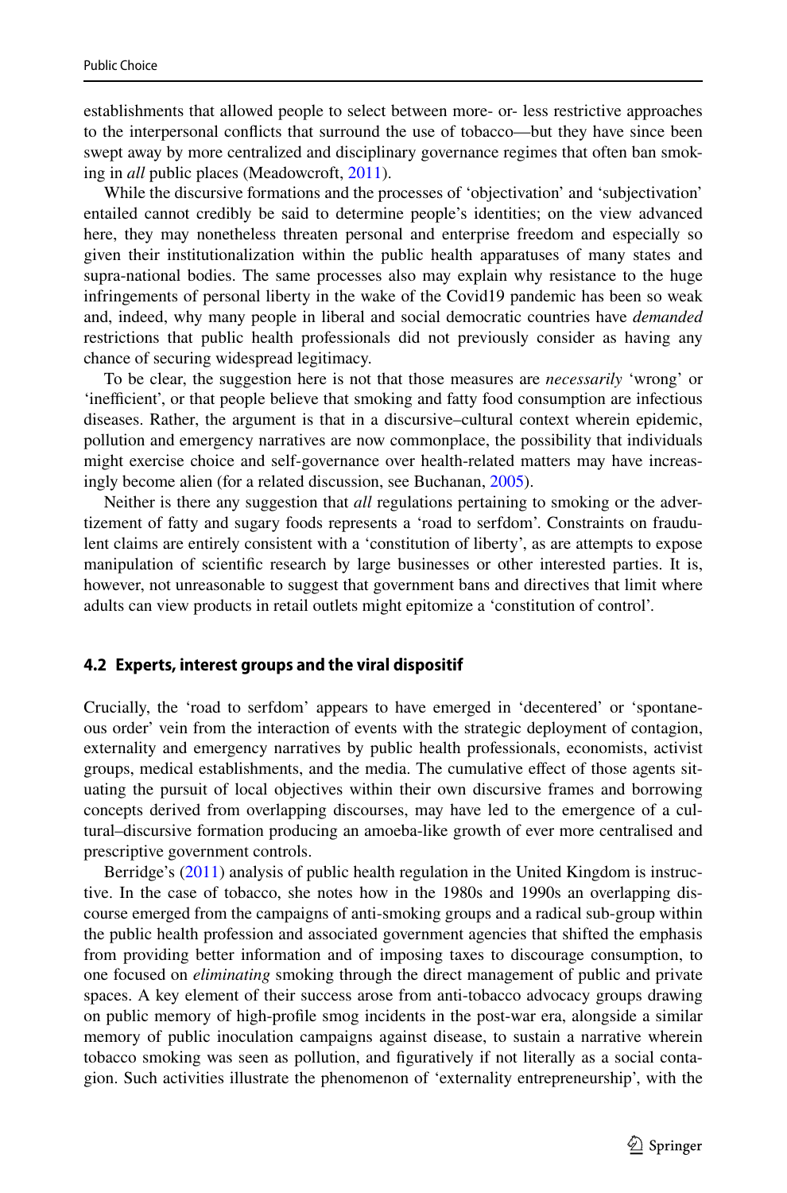establishments that allowed people to select between more- or- less restrictive approaches to the interpersonal conflicts that surround the use of tobacco—but they have since been swept away by more centralized and disciplinary governance regimes that often ban smoking in *all* public places (Meadowcroft, 2011).

While the discursive formations and the processes of 'objectivation' and 'subjectivation' entailed cannot credibly be said to determine people's identities; on the view advanced here, they may nonetheless threaten personal and enterprise freedom and especially so given their institutionalization within the public health apparatuses of many states and supra-national bodies. The same processes also may explain why resistance to the huge infringements of personal liberty in the wake of the Covid19 pandemic has been so weak and, indeed, why many people in liberal and social democratic countries have *demanded* restrictions that public health professionals did not previously consider as having any chance of securing widespread legitimacy.

To be clear, the suggestion here is not that those measures are *necessarily* 'wrong' or 'inefficient', or that people believe that smoking and fatty food consumption are infectious diseases. Rather, the argument is that in a discursive–cultural context wherein epidemic, pollution and emergency narratives are now commonplace, the possibility that individuals might exercise choice and self-governance over health-related matters may have increasingly become alien (for a related discussion, see Buchanan, 2005).

Neither is there any suggestion that *all* regulations pertaining to smoking or the advertizement of fatty and sugary foods represents a 'road to serfdom'. Constraints on fraudulent claims are entirely consistent with a 'constitution of liberty', as are attempts to expose manipulation of scientific research by large businesses or other interested parties. It is, however, not unreasonable to suggest that government bans and directives that limit where adults can view products in retail outlets might epitomize a 'constitution of control'.

### 4.2 Experts, interest groups and the viral dispositif

Crucially, the 'road to serfdom' appears to have emerged in 'decentered' or 'spontaneous order' vein from the interaction of events with the strategic deployment of contagion, externality and emergency narratives by public health professionals, economists, activist groups, medical establishments, and the media. The cumulative effect of those agents situating the pursuit of local objectives within their own discursive frames and borrowing concepts derived from overlapping discourses, may have led to the emergence of a cultural–discursive formation producing an amoeba-like growth of ever more centralised and prescriptive government controls.

Berridge's (2011) analysis of public health regulation in the United Kingdom is instructive. In the case of tobacco, she notes how in the 1980s and 1990s an overlapping discourse emerged from the campaigns of anti-smoking groups and a radical sub-group within the public health profession and associated government agencies that shifted the emphasis from providing better information and of imposing taxes to discourage consumption, to one focused on *eliminating* smoking through the direct management of public and private spaces. A key element of their success arose from anti-tobacco advocacy groups drawing on public memory of high-profile smog incidents in the post-war era, alongside a similar memory of public inoculation campaigns against disease, to sustain a narrative wherein tobacco smoking was seen as pollution, and figuratively if not literally as a social contagion. Such activities illustrate the phenomenon of 'externality entrepreneurship', with the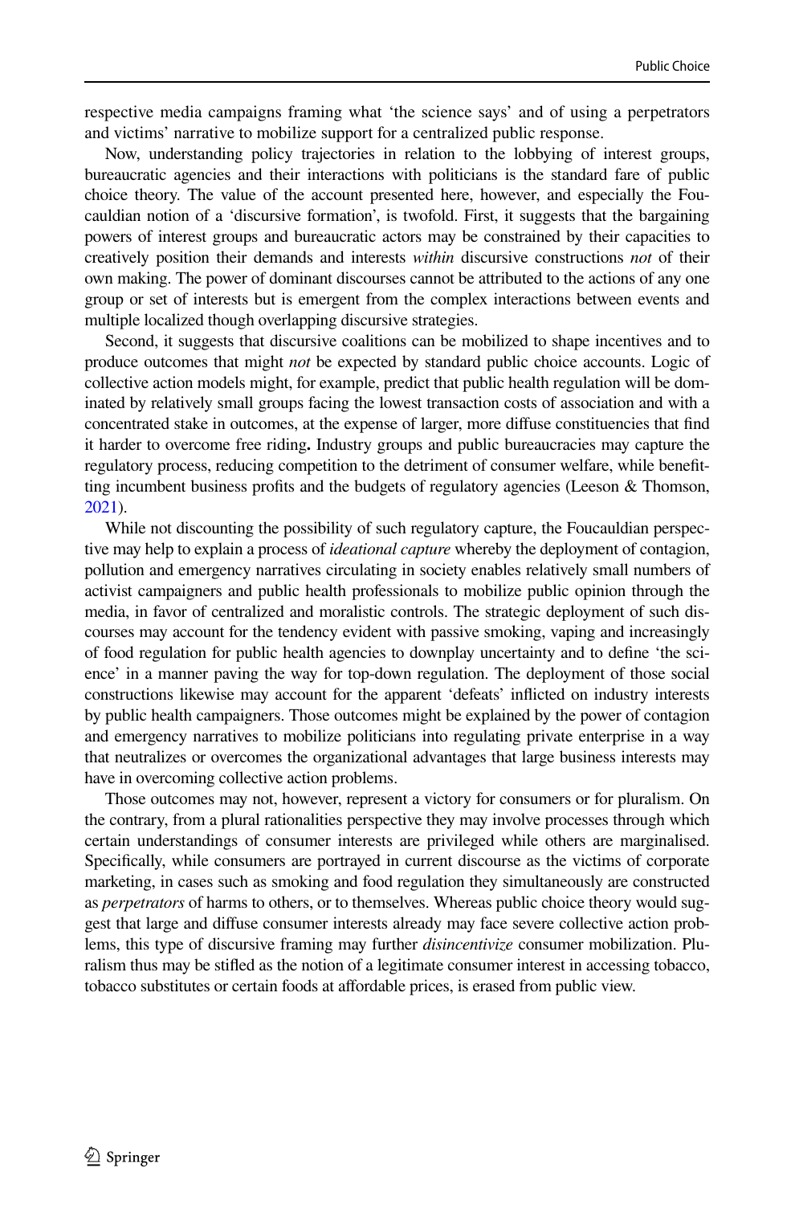respective media campaigns framing what 'the science says' and of using a perpetrators and victims' narrative to mobilize support for a centralized public response.

Now, understanding policy trajectories in relation to the lobbying of interest groups, bureaucratic agencies and their interactions with politicians is the standard fare of public choice theory. The value of the account presented here, however, and especially the Foucauldian notion of a 'discursive formation', is twofold. First, it suggests that the bargaining powers of interest groups and bureaucratic actors may be constrained by their capacities to creatively position their demands and interests *within* discursive constructions *not* of their own making. The power of dominant discourses cannot be attributed to the actions of any one group or set of interests but is emergent from the complex interactions between events and multiple localized though overlapping discursive strategies.

Second, it suggests that discursive coalitions can be mobilized to shape incentives and to produce outcomes that might *not* be expected by standard public choice accounts. Logic of collective action models might, for example, predict that public health regulation will be dominated by relatively small groups facing the lowest transaction costs of association and with a concentrated stake in outcomes, at the expense of larger, more diffuse constituencies that find it harder to overcome free riding**.** Industry groups and public bureaucracies may capture the regulatory process, reducing competition to the detriment of consumer welfare, while benefitting incumbent business profits and the budgets of regulatory agencies (Leeson & Thomson, 2021).

While not discounting the possibility of such regulatory capture, the Foucauldian perspective may help to explain a process of *ideational capture* whereby the deployment of contagion, pollution and emergency narratives circulating in society enables relatively small numbers of activist campaigners and public health professionals to mobilize public opinion through the media, in favor of centralized and moralistic controls. The strategic deployment of such discourses may account for the tendency evident with passive smoking, vaping and increasingly of food regulation for public health agencies to downplay uncertainty and to define 'the science' in a manner paving the way for top-down regulation. The deployment of those social constructions likewise may account for the apparent 'defeats' inflicted on industry interests by public health campaigners. Those outcomes might be explained by the power of contagion and emergency narratives to mobilize politicians into regulating private enterprise in a way that neutralizes or overcomes the organizational advantages that large business interests may have in overcoming collective action problems.

Those outcomes may not, however, represent a victory for consumers or for pluralism. On the contrary, from a plural rationalities perspective they may involve processes through which certain understandings of consumer interests are privileged while others are marginalised. Specifically, while consumers are portrayed in current discourse as the victims of corporate marketing, in cases such as smoking and food regulation they simultaneously are constructed as *perpetrators* of harms to others, or to themselves. Whereas public choice theory would suggest that large and diffuse consumer interests already may face severe collective action problems, this type of discursive framing may further *disincentivize* consumer mobilization. Pluralism thus may be stifled as the notion of a legitimate consumer interest in accessing tobacco, tobacco substitutes or certain foods at affordable prices, is erased from public view.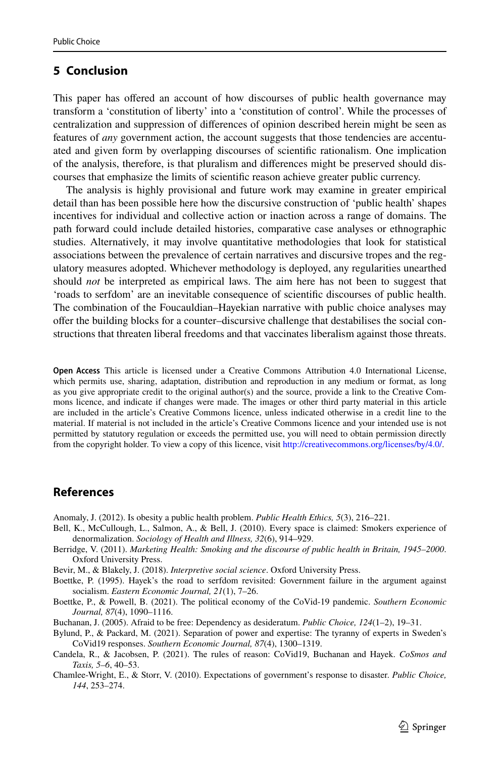## 5 Conclusion

This paper has offered an account of how discourses of public health governance may transform a 'constitution of liberty' into a 'constitution of control'. While the processes of centralization and suppression of differences of opinion described herein might be seen as features of *any* government action, the account suggests that those tendencies are accentuated and given form by overlapping discourses of scientific rationalism. One implication of the analysis, therefore, is that pluralism and differences might be preserved should discourses that emphasize the limits of scientific reason achieve greater public currency.

The analysis is highly provisional and future work may examine in greater empirical detail than has been possible here how the discursive construction of 'public health' shapes incentives for individual and collective action or inaction across a range of domains. The path forward could include detailed histories, comparative case analyses or ethnographic studies. Alternatively, it may involve quantitative methodologies that look for statistical associations between the prevalence of certain narratives and discursive tropes and the regulatory measures adopted. Whichever methodology is deployed, any regularities unearthed should *not* be interpreted as empirical laws. The aim here has not been to suggest that 'roads to serfdom' are an inevitable consequence of scientific discourses of public health. The combination of the Foucauldian–Hayekian narrative with public choice analyses may offer the building blocks for a counter–discursive challenge that destabilises the social constructions that threaten liberal freedoms and that vaccinates liberalism against those threats.

**Open Access** This article is licensed under a Creative Commons Attribution 4.0 International License, which permits use, sharing, adaptation, distribution and reproduction in any medium or format, as long as you give appropriate credit to the original author(s) and the source, provide a link to the Creative Commons licence, and indicate if changes were made. The images or other third party material in this article are included in the article's Creative Commons licence, unless indicated otherwise in a credit line to the material. If material is not included in the article's Creative Commons licence and your intended use is not permitted by statutory regulation or exceeds the permitted use, you will need to obtain permission directly from the copyright holder. To view a copy of this licence, visit http://creativecommons.org/licenses/by/4.0/.

## References

Anomaly, J. (2012). Is obesity a public health problem. *Public Health Ethics, 5*(3), 216–221.

Bell, K., McCullough, L., Salmon, A., & Bell, J. (2010). Every space is claimed: Smokers experience of denormalization. *Sociology of Health and Illness, 32*(6), 914–929.

Berridge, V. (2011). *Marketing Health: Smoking and the discourse of public health in Britain, 1945–2000*. Oxford University Press.

Bevir, M., & Blakely, J. (2018). *Interpretive social science*. Oxford University Press.

Boettke, P. (1995). Hayek's the road to serfdom revisited: Government failure in the argument against socialism. *Eastern Economic Journal, 21*(1), 7–26.

Boettke, P., & Powell, B. (2021). The political economy of the CoVid-19 pandemic. *Southern Economic Journal, 87*(4), 1090–1116.

Buchanan, J. (2005). Afraid to be free: Dependency as desideratum. *Public Choice, 124*(1–2), 19–31.

Bylund, P., & Packard, M. (2021). Separation of power and expertise: The tyranny of experts in Sweden's CoVid19 responses. *Southern Economic Journal, 87*(4), 1300–1319.

Candela, R., & Jacobsen, P. (2021). The rules of reason: CoVid19, Buchanan and Hayek. *CoSmos and Taxis, 5–6*, 40–53.

Chamlee-Wright, E., & Storr, V. (2010). Expectations of government's response to disaster. *Public Choice, 144*, 253–274.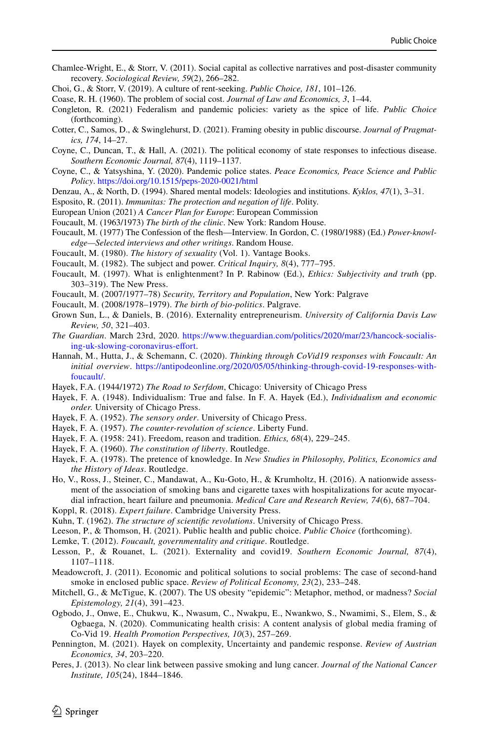Chamlee-Wright, E., & Storr, V. (2011). Social capital as collective narratives and post-disaster community recovery. *Sociological Review, 59*(2), 266–282.

Choi, G., & Storr, V. (2019). A culture of rent-seeking. *Public Choice, 181*, 101–126.

Coase, R. H. (1960). The problem of social cost. *Journal of Law and Economics, 3*, 1–44.

Congleton, R. (2021) Federalism and pandemic policies: variety as the spice of life. *Public Choice* (forthcoming).

Cotter, C., Samos, D., & Swinglehurst, D. (2021). Framing obesity in public discourse. *Journal of Pragmatics, 174*, 14–27.

Coyne, C., Duncan, T., & Hall, A. (2021). The political economy of state responses to infectious disease. *Southern Economic Journal, 87*(4), 1119–1137.

Coyne, C., & Yatsyshina, Y. (2020). Pandemic police states. *Peace Economics, Peace Science and Public Policy*. https://doi.org/10.1515/peps-2020-0021/html

Denzau, A., & North, D. (1994). Shared mental models: Ideologies and institutions. *Kyklos, 47*(1), 3–31.

Esposito, R. (2011). *Immunitas: The protection and negation of life*. Polity.

European Union (2021) *A Cancer Plan for Europe*: European Commission

Foucault, M. (1963/1973) *The birth of the clinic*. New York: Random House.

Foucault, M. (1977) The Confession of the flesh—Interview. In Gordon, C. (1980/1988) (Ed.) *Power-knowledge—Selected interviews and other writings*. Random House.

Foucault, M. (1980). *The history of sexuality* (Vol. 1). Vantage Books.

Foucault, M. (1982). The subject and power. *Critical Inquiry, 8*(4), 777–795.

Foucault, M. (1997). What is enlightenment? In P. Rabinow (Ed.), *Ethics: Subjectivity and truth* (pp. 303–319). The New Press.

Foucault, M. (2007/1977–78) *Security, Territory and Population*, New York: Palgrave

Foucault, M. (2008/1978–1979). *The birth of bio-politics*. Palgrave.

Grown Sun, L., & Daniels, B. (2016). Externality entrepreneurism. *University of California Davis Law Review, 50*, 321–403.

*The Guardian*. March 23rd, 2020. https://www.theguardian.com/politics/2020/mar/23/hancock-socialising-uk-slowing-coronavirus-effort.

Hannah, M., Hutta, J., & Schemann, C. (2020). *Thinking through CoVid19 responses with Foucault: An initial overview*. https://antipodeonline.org/2020/05/05/thinking-through-covid-19-responses-with-foucault/.

Hayek, F.A. (1944/1972) *The Road to Serfdom*, Chicago: University of Chicago Press

Hayek, F. A. (1948). Individualism: True and false. In F. A. Hayek (Ed.), *Individualism and economic order.* University of Chicago Press.

Hayek, F. A. (1952). *The sensory order*. University of Chicago Press.

Hayek, F. A. (1957). *The counter-revolution of science*. Liberty Fund.

Hayek, F. A. (1958: 241). Freedom, reason and tradition. *Ethics, 68*(4), 229–245.

Hayek, F. A. (1960). *The constitution of liberty*. Routledge.

Hayek, F. A. (1978). The pretence of knowledge. In *New Studies in Philosophy, Politics, Economics and the History of Ideas*. Routledge.

Ho, V., Ross, J., Steiner, C., Mandawat, A., Ku-Goto, H., & Krumholtz, H. (2016). A nationwide assessment of the association of smoking bans and cigarette taxes with hospitalizations for acute myocardial infraction, heart failure and pneumonia. *Medical Care and Research Review, 74*(6), 687–704.

Koppl, R. (2018). *Expert failure*. Cambridge University Press.

Kuhn, T. (1962). *The structure of scientific revolutions*. University of Chicago Press.

Leeson, P., & Thomson, H. (2021). Public health and public choice. *Public Choice* (forthcoming).

Lemke, T. (2012). *Foucault, governmentality and critique*. Routledge.

Lesson, P., & Rouanet, L. (2021). Externality and covid19. *Southern Economic Journal, 87*(4), 1107–1118.

Meadowcroft, J. (2011). Economic and political solutions to social problems: The case of second-hand smoke in enclosed public space. *Review of Political Economy, 23*(2), 233–248.

Mitchell, G., & McTigue, K. (2007). The US obesity "epidemic": Metaphor, method, or madness? *Social Epistemology, 21*(4), 391–423.

Ogbodo, J., Onwe, E., Chukwu, K., Nwasum, C., Nwakpu, E., Nwankwo, S., Nwamimi, S., Elem, S., & Ogbaega, N. (2020). Communicating health crisis: A content analysis of global media framing of Co-Vid 19. *Health Promotion Perspectives, 10*(3), 257–269.

Pennington, M. (2021). Hayek on complexity, Uncertainty and pandemic response. *Review of Austrian Economics, 34*, 203–220.

Peres, J. (2013). No clear link between passive smoking and lung cancer. *Journal of the National Cancer Institute, 105*(24), 1844–1846.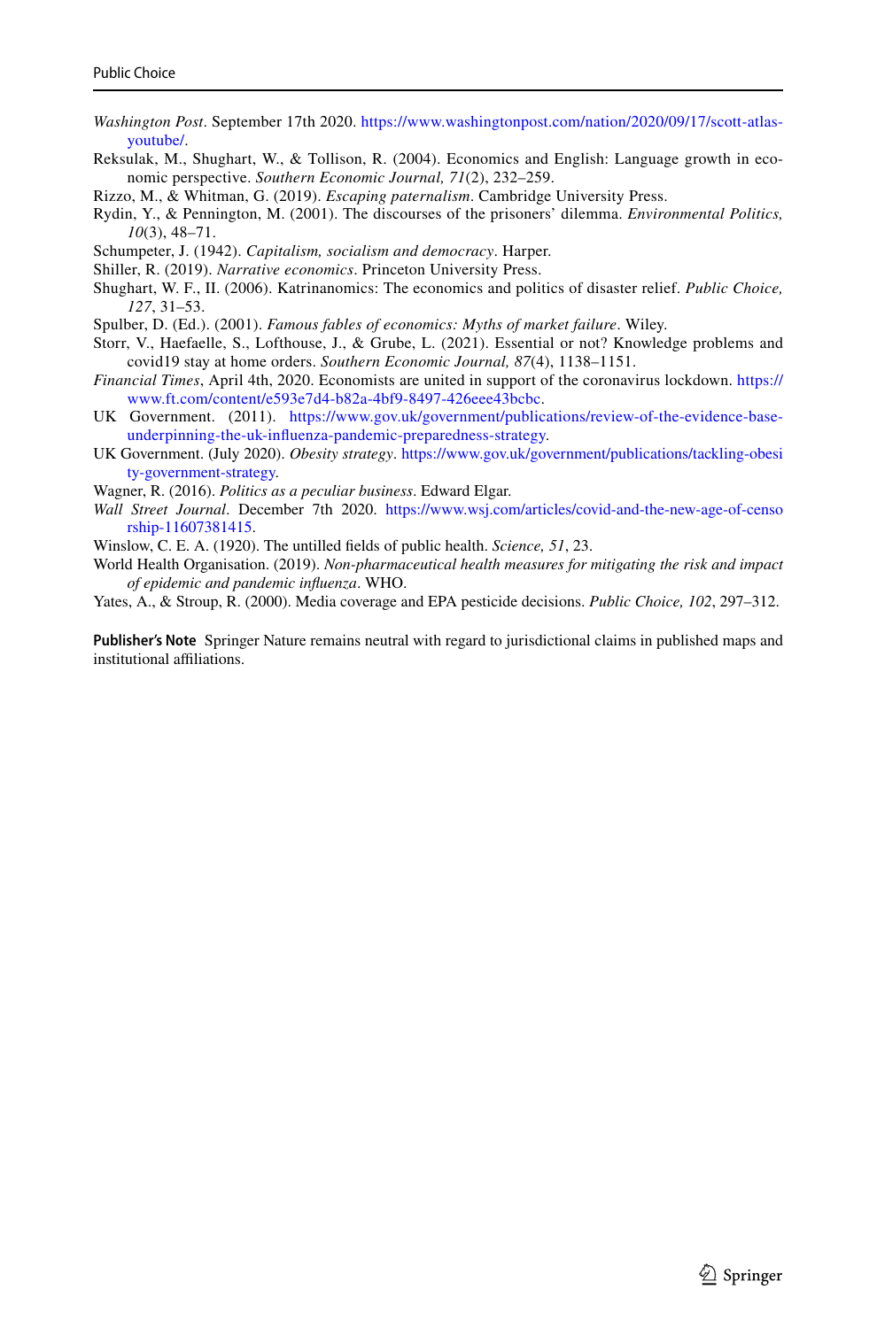*Washington Post*. September 17th 2020. https://www.washingtonpost.com/nation/2020/09/17/scott-atlas-youtube/.

Reksulak, M., Shughart, W., & Tollison, R. (2004). Economics and English: Language growth in economic perspective. *Southern Economic Journal, 71*(2), 232–259.

Rizzo, M., & Whitman, G. (2019). *Escaping paternalism*. Cambridge University Press.

Rydin, Y., & Pennington, M. (2001). The discourses of the prisoners' dilemma. *Environmental Politics, 10*(3), 48–71.

Schumpeter, J. (1942). *Capitalism, socialism and democracy*. Harper.

Shiller, R. (2019). *Narrative economics*. Princeton University Press.

Shughart, W. F., II. (2006). Katrinanomics: The economics and politics of disaster relief. *Public Choice, 127*, 31–53.

Spulber, D. (Ed.). (2001). *Famous fables of economics: Myths of market failure*. Wiley.

Storr, V., Haefaelle, S., Lofthouse, J., & Grube, L. (2021). Essential or not? Knowledge problems and covid19 stay at home orders. *Southern Economic Journal, 87*(4), 1138–1151.

*Financial Times*, April 4th, 2020. Economists are united in support of the coronavirus lockdown. https://www.ft.com/content/e593e7d4-b82a-4bf9-8497-426eee43bcbc.

UK Government. (2011). https://www.gov.uk/government/publications/review-of-the-evidence-base-underpinning-the-uk-influenza-pandemic-preparedness-strategy.

UK Government. (July 2020). *Obesity strategy*. https://www.gov.uk/government/publications/tackling-obesity-government-strategy.

Wagner, R. (2016). *Politics as a peculiar business*. Edward Elgar.

*Wall Street Journal*. December 7th 2020. https://www.wsj.com/articles/covid-and-the-new-age-of-censorship-11607381415.

Winslow, C. E. A. (1920). The untilled fields of public health. *Science, 51*, 23.

World Health Organisation. (2019). *Non-pharmaceutical health measures for mitigating the risk and impact of epidemic and pandemic influenza*. WHO.

Yates, A., & Stroup, R. (2000). Media coverage and EPA pesticide decisions. *Public Choice, 102*, 297–312.

**Publisher's Note** Springer Nature remains neutral with regard to jurisdictional claims in published maps and institutional affiliations.